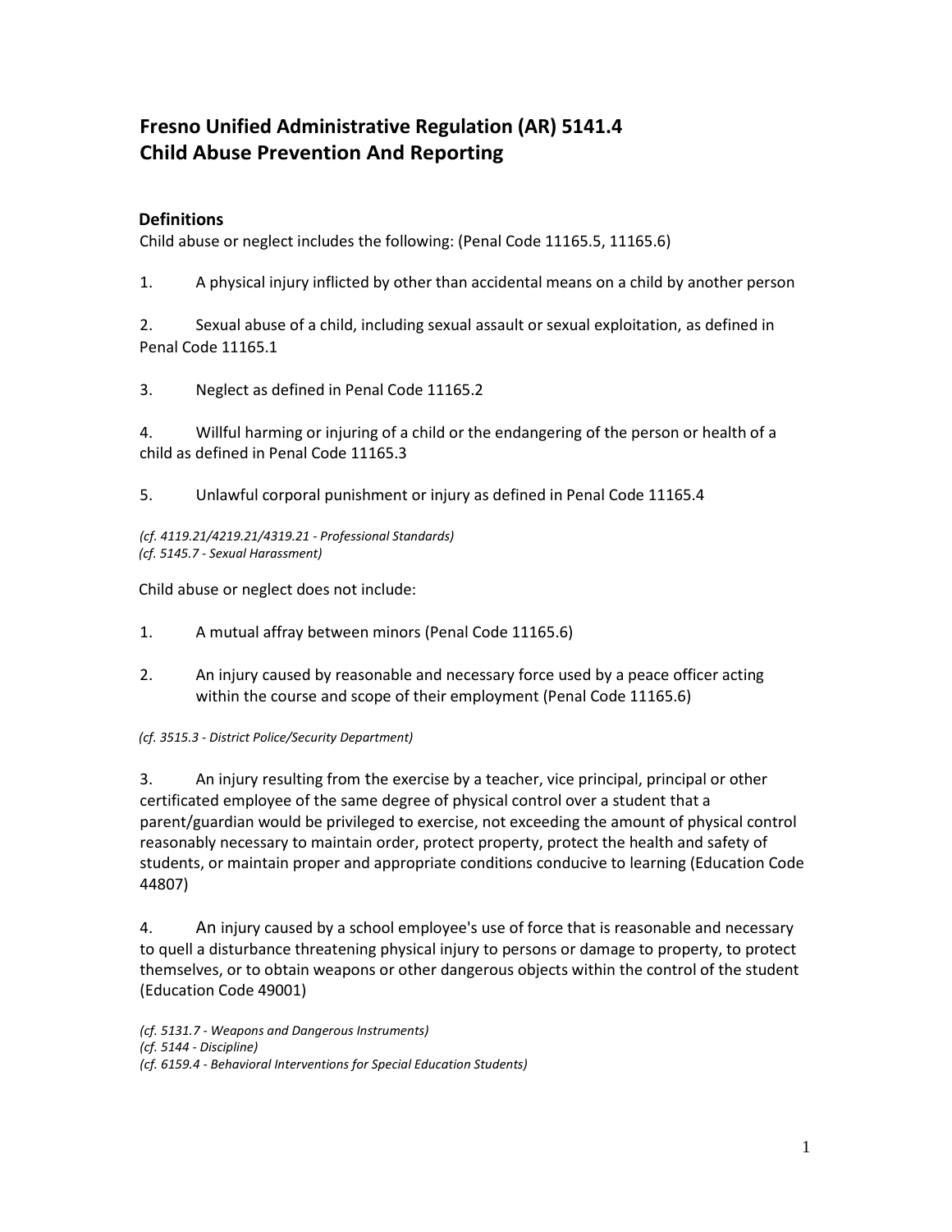# Fresno Unified Administrative Regulation (AR) 5141.4
# Child Abuse Prevention And Reporting

## Definitions

Child abuse or neglect includes the following: (Penal Code 11165.5, 11165.6)

1. A physical injury inflicted by other than accidental means on a child by another person

2. Sexual abuse of a child, including sexual assault or sexual exploitation, as defined in Penal Code 11165.1

3. Neglect as defined in Penal Code 11165.2

4. Willful harming or injuring of a child or the endangering of the person or health of a child as defined in Penal Code 11165.3

5. Unlawful corporal punishment or injury as defined in Penal Code 11165.4

*(cf. 4119.21/4219.21/4319.21 - Professional Standards)*
*(cf. 5145.7 - Sexual Harassment)*

Child abuse or neglect does not include:

1. A mutual affray between minors (Penal Code 11165.6)

2. An injury caused by reasonable and necessary force used by a peace officer acting within the course and scope of their employment (Penal Code 11165.6)

*(cf. 3515.3 - District Police/Security Department)*

3. An injury resulting from the exercise by a teacher, vice principal, principal or other certificated employee of the same degree of physical control over a student that a parent/guardian would be privileged to exercise, not exceeding the amount of physical control reasonably necessary to maintain order, protect property, protect the health and safety of students, or maintain proper and appropriate conditions conducive to learning (Education Code 44807)

4. An injury caused by a school employee's use of force that is reasonable and necessary to quell a disturbance threatening physical injury to persons or damage to property, to protect themselves, or to obtain weapons or other dangerous objects within the control of the student (Education Code 49001)

*(cf. 5131.7 - Weapons and Dangerous Instruments)*
*(cf. 5144 - Discipline)*
*(cf. 6159.4 - Behavioral Interventions for Special Education Students)*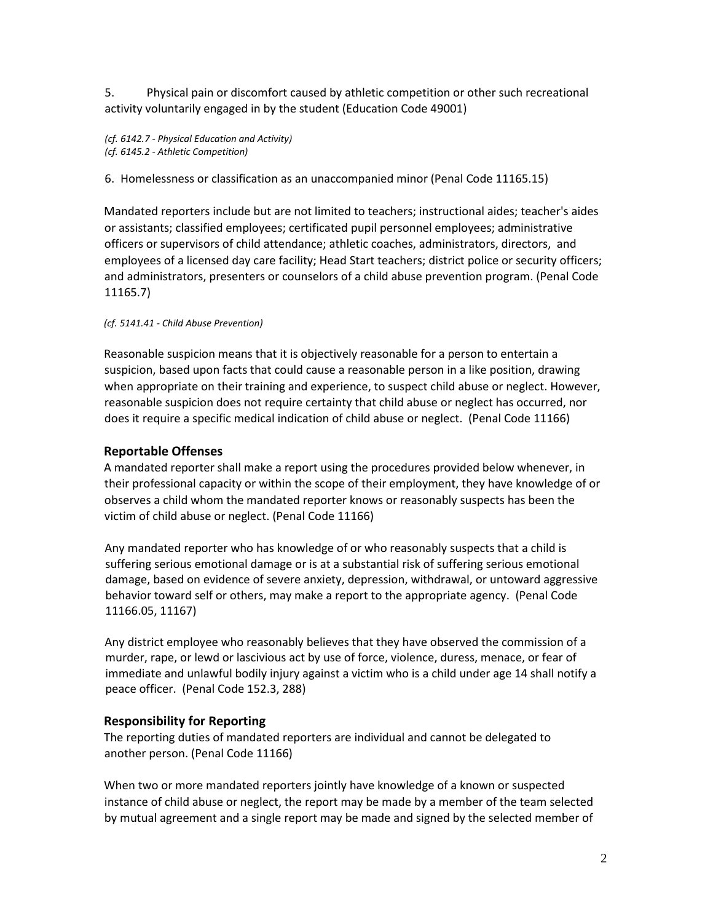5. Physical pain or discomfort caused by athletic competition or other such recreational activity voluntarily engaged in by the student (Education Code 49001)

*(cf. 6142.7 - Physical Education and Activity)*
*(cf. 6145.2 - Athletic Competition)*

6. Homelessness or classification as an unaccompanied minor (Penal Code 11165.15)

Mandated reporters include but are not limited to teachers; instructional aides; teacher's aides or assistants; classified employees; certificated pupil personnel employees; administrative officers or supervisors of child attendance; athletic coaches, administrators, directors, and employees of a licensed day care facility; Head Start teachers; district police or security officers; and administrators, presenters or counselors of a child abuse prevention program. (Penal Code 11165.7)

*(cf. 5141.41 - Child Abuse Prevention)*

Reasonable suspicion means that it is objectively reasonable for a person to entertain a suspicion, based upon facts that could cause a reasonable person in a like position, drawing when appropriate on their training and experience, to suspect child abuse or neglect. However, reasonable suspicion does not require certainty that child abuse or neglect has occurred, nor does it require a specific medical indication of child abuse or neglect. (Penal Code 11166)

## Reportable Offenses

A mandated reporter shall make a report using the procedures provided below whenever, in their professional capacity or within the scope of their employment, they have knowledge of or observes a child whom the mandated reporter knows or reasonably suspects has been the victim of child abuse or neglect. (Penal Code 11166)

Any mandated reporter who has knowledge of or who reasonably suspects that a child is suffering serious emotional damage or is at a substantial risk of suffering serious emotional damage, based on evidence of severe anxiety, depression, withdrawal, or untoward aggressive behavior toward self or others, may make a report to the appropriate agency. (Penal Code 11166.05, 11167)

Any district employee who reasonably believes that they have observed the commission of a murder, rape, or lewd or lascivious act by use of force, violence, duress, menace, or fear of immediate and unlawful bodily injury against a victim who is a child under age 14 shall notify a peace officer. (Penal Code 152.3, 288)

## Responsibility for Reporting

The reporting duties of mandated reporters are individual and cannot be delegated to another person. (Penal Code 11166)

When two or more mandated reporters jointly have knowledge of a known or suspected instance of child abuse or neglect, the report may be made by a member of the team selected by mutual agreement and a single report may be made and signed by the selected member of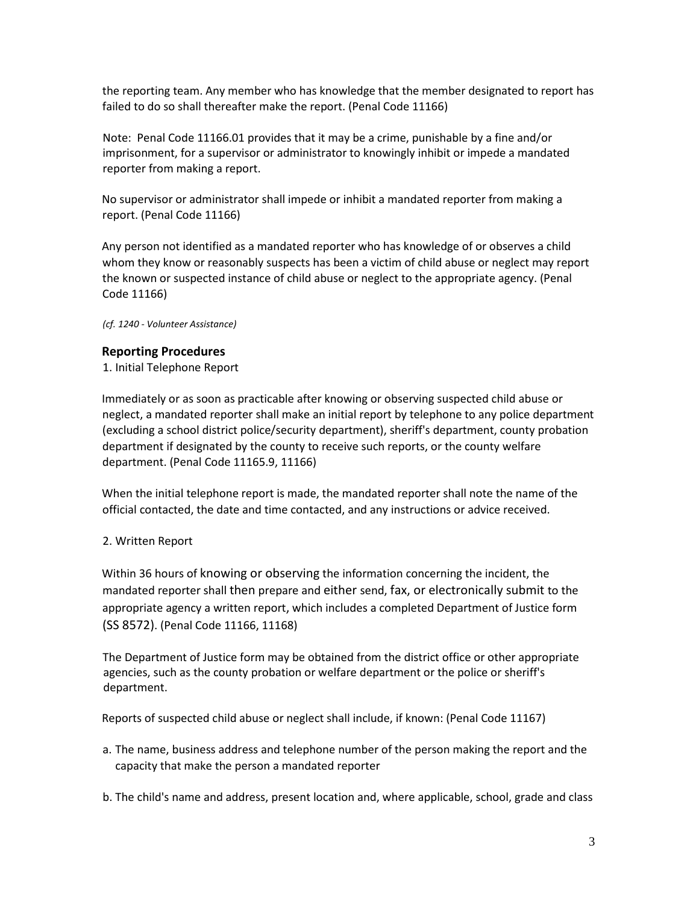the reporting team. Any member who has knowledge that the member designated to report has failed to do so shall thereafter make the report. (Penal Code 11166)

Note: Penal Code 11166.01 provides that it may be a crime, punishable by a fine and/or imprisonment, for a supervisor or administrator to knowingly inhibit or impede a mandated reporter from making a report.

No supervisor or administrator shall impede or inhibit a mandated reporter from making a report. (Penal Code 11166)

Any person not identified as a mandated reporter who has knowledge of or observes a child whom they know or reasonably suspects has been a victim of child abuse or neglect may report the known or suspected instance of child abuse or neglect to the appropriate agency. (Penal Code 11166)

*(cf. 1240 - Volunteer Assistance)*

### Reporting Procedures

1. Initial Telephone Report

Immediately or as soon as practicable after knowing or observing suspected child abuse or neglect, a mandated reporter shall make an initial report by telephone to any police department (excluding a school district police/security department), sheriff's department, county probation department if designated by the county to receive such reports, or the county welfare department. (Penal Code 11165.9, 11166)

When the initial telephone report is made, the mandated reporter shall note the name of the official contacted, the date and time contacted, and any instructions or advice received.

2. Written Report

Within 36 hours of knowing or observing the information concerning the incident, the mandated reporter shall then prepare and either send, fax, or electronically submit to the appropriate agency a written report, which includes a completed Department of Justice form (SS 8572). (Penal Code 11166, 11168)

The Department of Justice form may be obtained from the district office or other appropriate agencies, such as the county probation or welfare department or the police or sheriff's department.

Reports of suspected child abuse or neglect shall include, if known: (Penal Code 11167)

a. The name, business address and telephone number of the person making the report and the capacity that make the person a mandated reporter

b. The child's name and address, present location and, where applicable, school, grade and class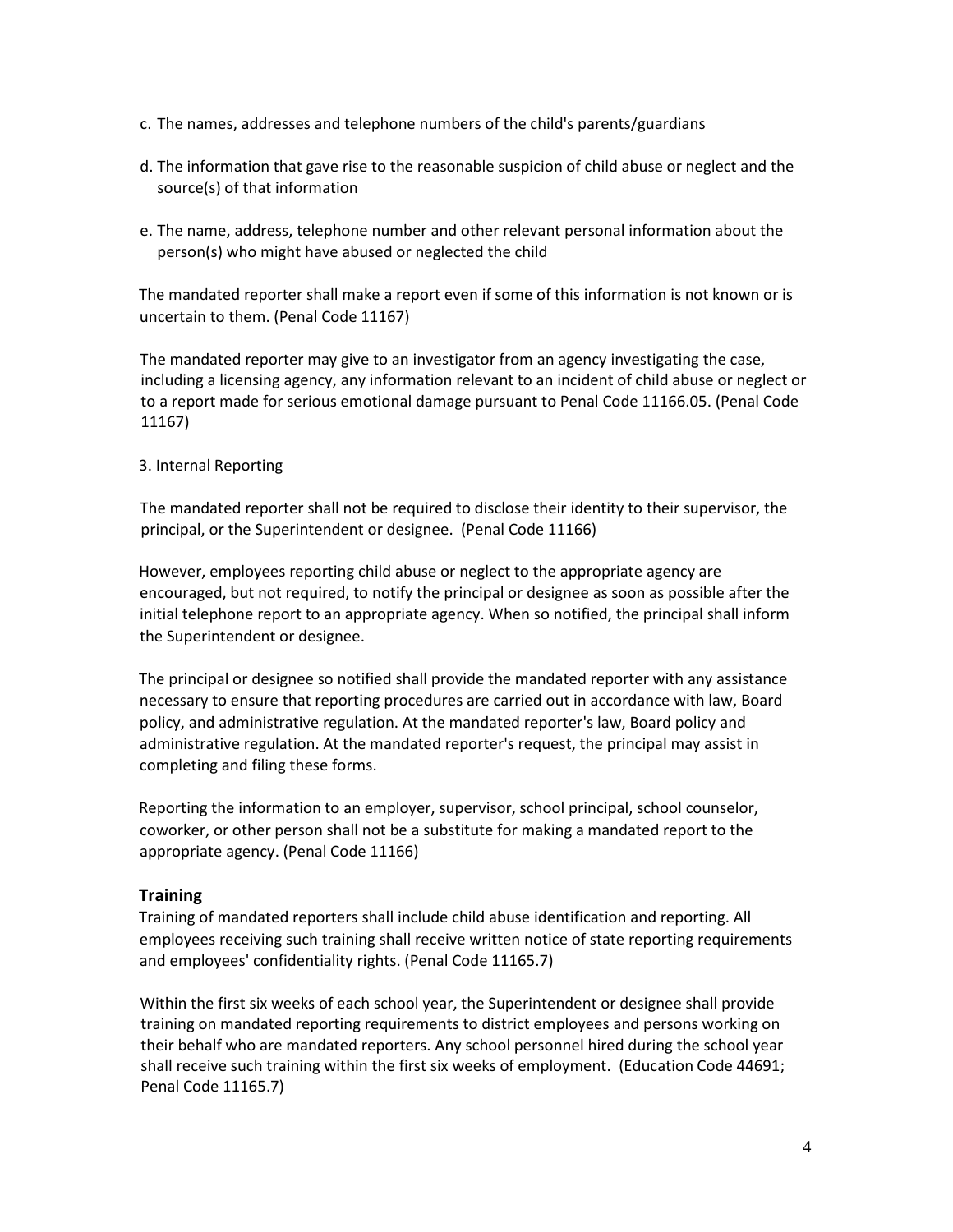c. The names, addresses and telephone numbers of the child's parents/guardians

d. The information that gave rise to the reasonable suspicion of child abuse or neglect and the source(s) of that information

e. The name, address, telephone number and other relevant personal information about the person(s) who might have abused or neglected the child

The mandated reporter shall make a report even if some of this information is not known or is uncertain to them. (Penal Code 11167)

The mandated reporter may give to an investigator from an agency investigating the case, including a licensing agency, any information relevant to an incident of child abuse or neglect or to a report made for serious emotional damage pursuant to Penal Code 11166.05. (Penal Code 11167)

3. Internal Reporting

The mandated reporter shall not be required to disclose their identity to their supervisor, the principal, or the Superintendent or designee. (Penal Code 11166)

However, employees reporting child abuse or neglect to the appropriate agency are encouraged, but not required, to notify the principal or designee as soon as possible after the initial telephone report to an appropriate agency. When so notified, the principal shall inform the Superintendent or designee.

The principal or designee so notified shall provide the mandated reporter with any assistance necessary to ensure that reporting procedures are carried out in accordance with law, Board policy, and administrative regulation. At the mandated reporter's law, Board policy and administrative regulation. At the mandated reporter's request, the principal may assist in completing and filing these forms.

Reporting the information to an employer, supervisor, school principal, school counselor, coworker, or other person shall not be a substitute for making a mandated report to the appropriate agency. (Penal Code 11166)

## Training

Training of mandated reporters shall include child abuse identification and reporting. All employees receiving such training shall receive written notice of state reporting requirements and employees' confidentiality rights. (Penal Code 11165.7)

Within the first six weeks of each school year, the Superintendent or designee shall provide training on mandated reporting requirements to district employees and persons working on their behalf who are mandated reporters. Any school personnel hired during the school year shall receive such training within the first six weeks of employment. (Education Code 44691; Penal Code 11165.7)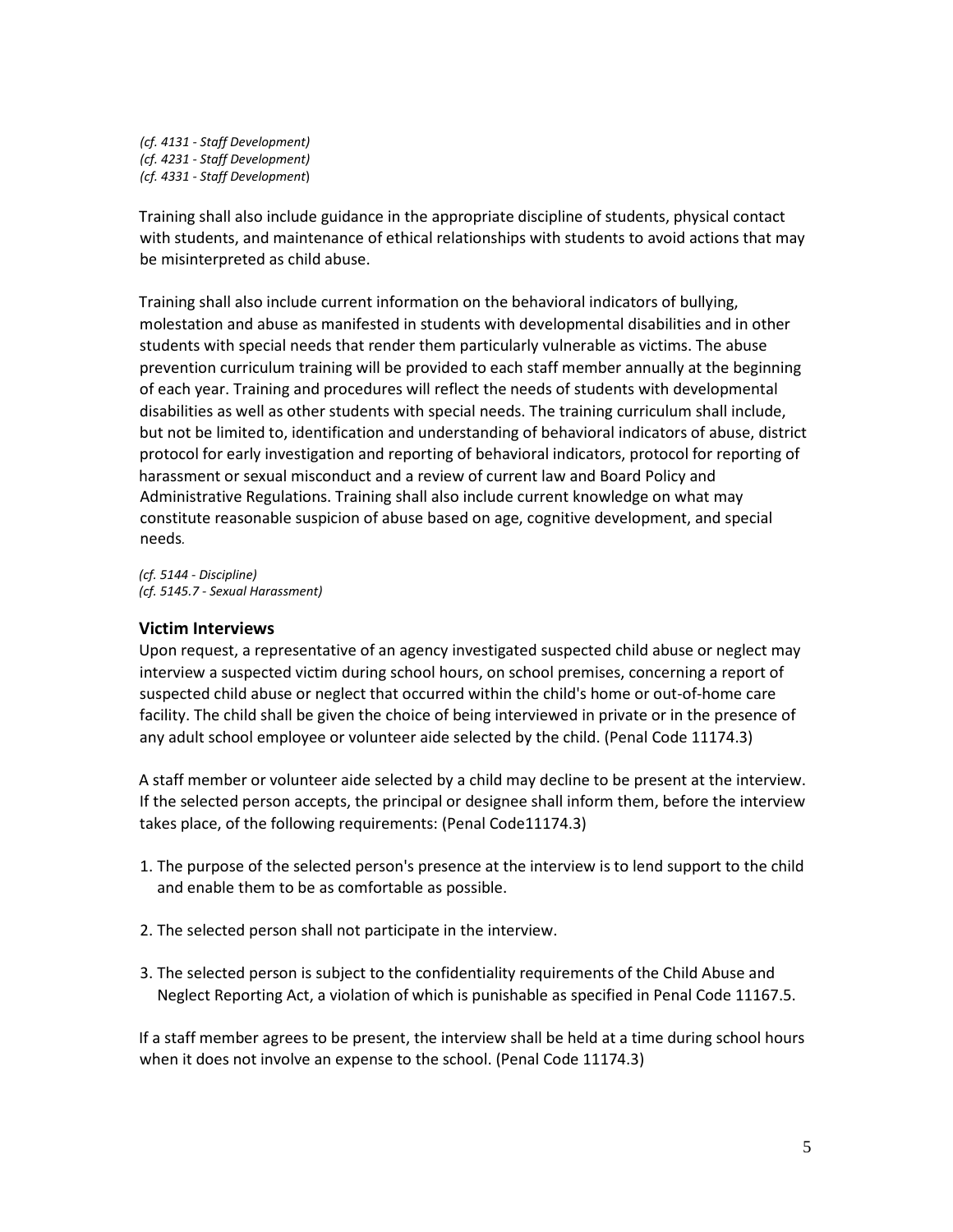*(cf. 4131 - Staff Development)*
*(cf. 4231 - Staff Development)*
*(cf. 4331 - Staff Development*)

Training shall also include guidance in the appropriate discipline of students, physical contact with students, and maintenance of ethical relationships with students to avoid actions that may be misinterpreted as child abuse.

Training shall also include current information on the behavioral indicators of bullying, molestation and abuse as manifested in students with developmental disabilities and in other students with special needs that render them particularly vulnerable as victims. The abuse prevention curriculum training will be provided to each staff member annually at the beginning of each year. Training and procedures will reflect the needs of students with developmental disabilities as well as other students with special needs. The training curriculum shall include, but not be limited to, identification and understanding of behavioral indicators of abuse, district protocol for early investigation and reporting of behavioral indicators, protocol for reporting of harassment or sexual misconduct and a review of current law and Board Policy and Administrative Regulations. Training shall also include current knowledge on what may constitute reasonable suspicion of abuse based on age, cognitive development, and special needs.

*(cf. 5144 - Discipline)*
*(cf. 5145.7 - Sexual Harassment)*

### Victim Interviews

Upon request, a representative of an agency investigated suspected child abuse or neglect may interview a suspected victim during school hours, on school premises, concerning a report of suspected child abuse or neglect that occurred within the child's home or out-of-home care facility. The child shall be given the choice of being interviewed in private or in the presence of any adult school employee or volunteer aide selected by the child. (Penal Code 11174.3)

A staff member or volunteer aide selected by a child may decline to be present at the interview. If the selected person accepts, the principal or designee shall inform them, before the interview takes place, of the following requirements: (Penal Code11174.3)

1. The purpose of the selected person's presence at the interview is to lend support to the child and enable them to be as comfortable as possible.

2. The selected person shall not participate in the interview.

3. The selected person is subject to the confidentiality requirements of the Child Abuse and Neglect Reporting Act, a violation of which is punishable as specified in Penal Code 11167.5.

If a staff member agrees to be present, the interview shall be held at a time during school hours when it does not involve an expense to the school. (Penal Code 11174.3)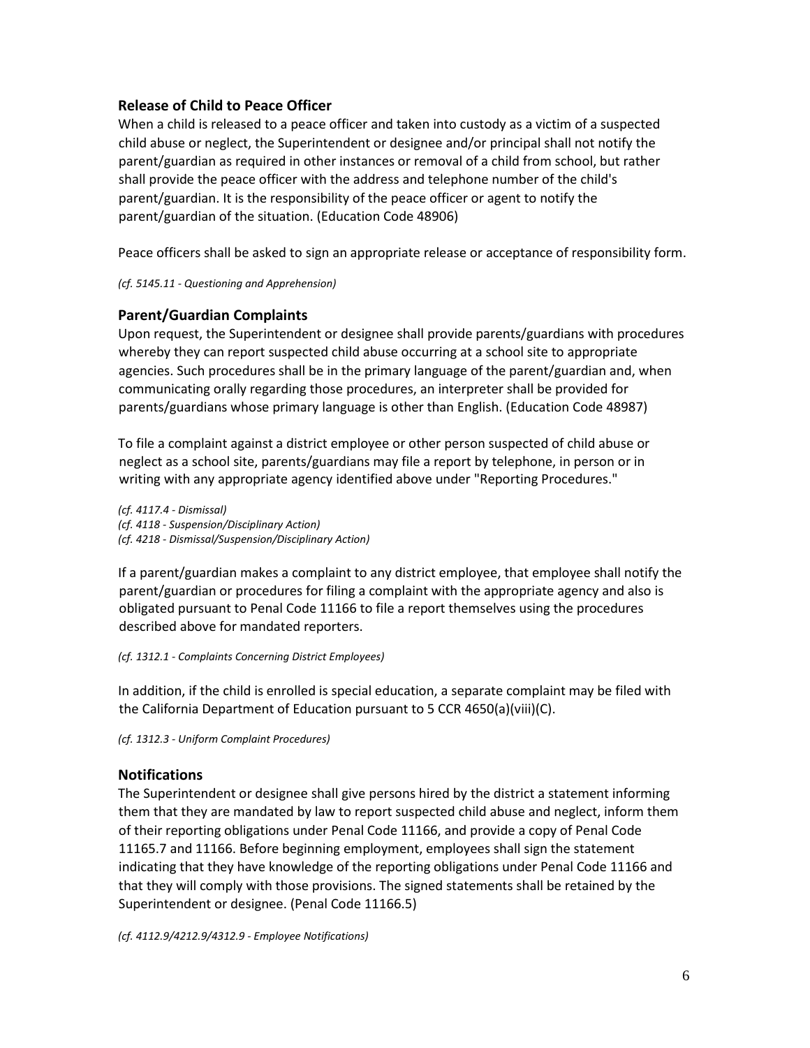## Release of Child to Peace Officer

When a child is released to a peace officer and taken into custody as a victim of a suspected child abuse or neglect, the Superintendent or designee and/or principal shall not notify the parent/guardian as required in other instances or removal of a child from school, but rather shall provide the peace officer with the address and telephone number of the child's parent/guardian. It is the responsibility of the peace officer or agent to notify the parent/guardian of the situation. (Education Code 48906)

Peace officers shall be asked to sign an appropriate release or acceptance of responsibility form.

*(cf. 5145.11 - Questioning and Apprehension)*

## Parent/Guardian Complaints

Upon request, the Superintendent or designee shall provide parents/guardians with procedures whereby they can report suspected child abuse occurring at a school site to appropriate agencies. Such procedures shall be in the primary language of the parent/guardian and, when communicating orally regarding those procedures, an interpreter shall be provided for parents/guardians whose primary language is other than English. (Education Code 48987)

To file a complaint against a district employee or other person suspected of child abuse or neglect as a school site, parents/guardians may file a report by telephone, in person or in writing with any appropriate agency identified above under "Reporting Procedures."

*(cf. 4117.4 - Dismissal)*
*(cf. 4118 - Suspension/Disciplinary Action)*
*(cf. 4218 - Dismissal/Suspension/Disciplinary Action)*

If a parent/guardian makes a complaint to any district employee, that employee shall notify the parent/guardian or procedures for filing a complaint with the appropriate agency and also is obligated pursuant to Penal Code 11166 to file a report themselves using the procedures described above for mandated reporters.

*(cf. 1312.1 - Complaints Concerning District Employees)*

In addition, if the child is enrolled is special education, a separate complaint may be filed with the California Department of Education pursuant to 5 CCR 4650(a)(viii)(C).

*(cf. 1312.3 - Uniform Complaint Procedures)*

## Notifications

The Superintendent or designee shall give persons hired by the district a statement informing them that they are mandated by law to report suspected child abuse and neglect, inform them of their reporting obligations under Penal Code 11166, and provide a copy of Penal Code 11165.7 and 11166. Before beginning employment, employees shall sign the statement indicating that they have knowledge of the reporting obligations under Penal Code 11166 and that they will comply with those provisions. The signed statements shall be retained by the Superintendent or designee. (Penal Code 11166.5)

*(cf. 4112.9/4212.9/4312.9 - Employee Notifications)*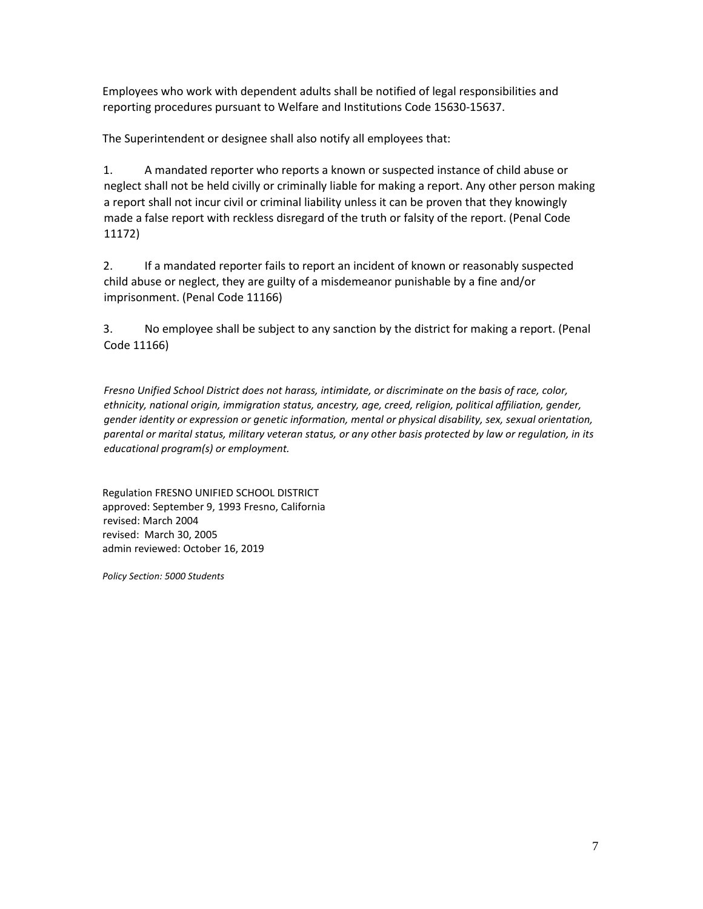Employees who work with dependent adults shall be notified of legal responsibilities and reporting procedures pursuant to Welfare and Institutions Code 15630-15637.

The Superintendent or designee shall also notify all employees that:

1. A mandated reporter who reports a known or suspected instance of child abuse or neglect shall not be held civilly or criminally liable for making a report. Any other person making a report shall not incur civil or criminal liability unless it can be proven that they knowingly made a false report with reckless disregard of the truth or falsity of the report. (Penal Code 11172)

2. If a mandated reporter fails to report an incident of known or reasonably suspected child abuse or neglect, they are guilty of a misdemeanor punishable by a fine and/or imprisonment. (Penal Code 11166)

3. No employee shall be subject to any sanction by the district for making a report. (Penal Code 11166)

*Fresno Unified School District does not harass, intimidate, or discriminate on the basis of race, color, ethnicity, national origin, immigration status, ancestry, age, creed, religion, political affiliation, gender, gender identity or expression or genetic information, mental or physical disability, sex, sexual orientation, parental or marital status, military veteran status, or any other basis protected by law or regulation, in its educational program(s) or employment.*

Regulation FRESNO UNIFIED SCHOOL DISTRICT
approved: September 9, 1993 Fresno, California
revised: March 2004
revised: March 30, 2005
admin reviewed: October 16, 2019

*Policy Section: 5000 Students*